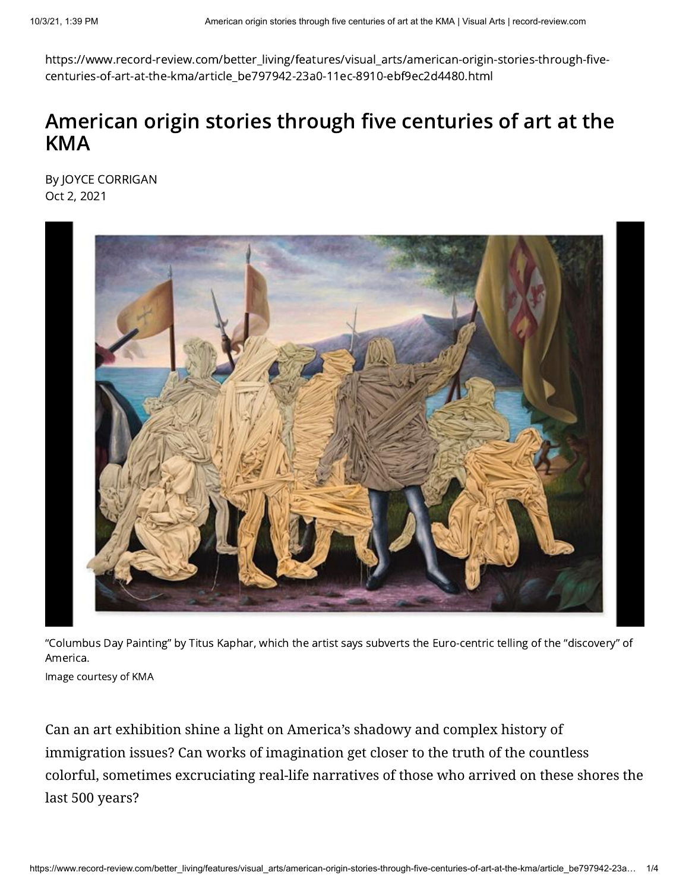https://www.record-review.com/better_living/features/visual_arts/american-origin-stories-through-five-centuries-of-art-at-the-kma/article_be797942-23a0-11ec-8910-ebf9ec2d4480.html

# American origin stories through five centuries of art at the KMA

By JOYCE CORRIGAN
Oct 2, 2021

"Columbus Day Painting" by Titus Kaphar, which the artist says subverts the Euro-centric telling of the "discovery" of America.
Image courtesy of KMA

Can an art exhibition shine a light on America's shadowy and complex history of immigration issues? Can works of imagination get closer to the truth of the countless colorful, sometimes excruciating real-life narratives of those who arrived on these shores the last 500 years?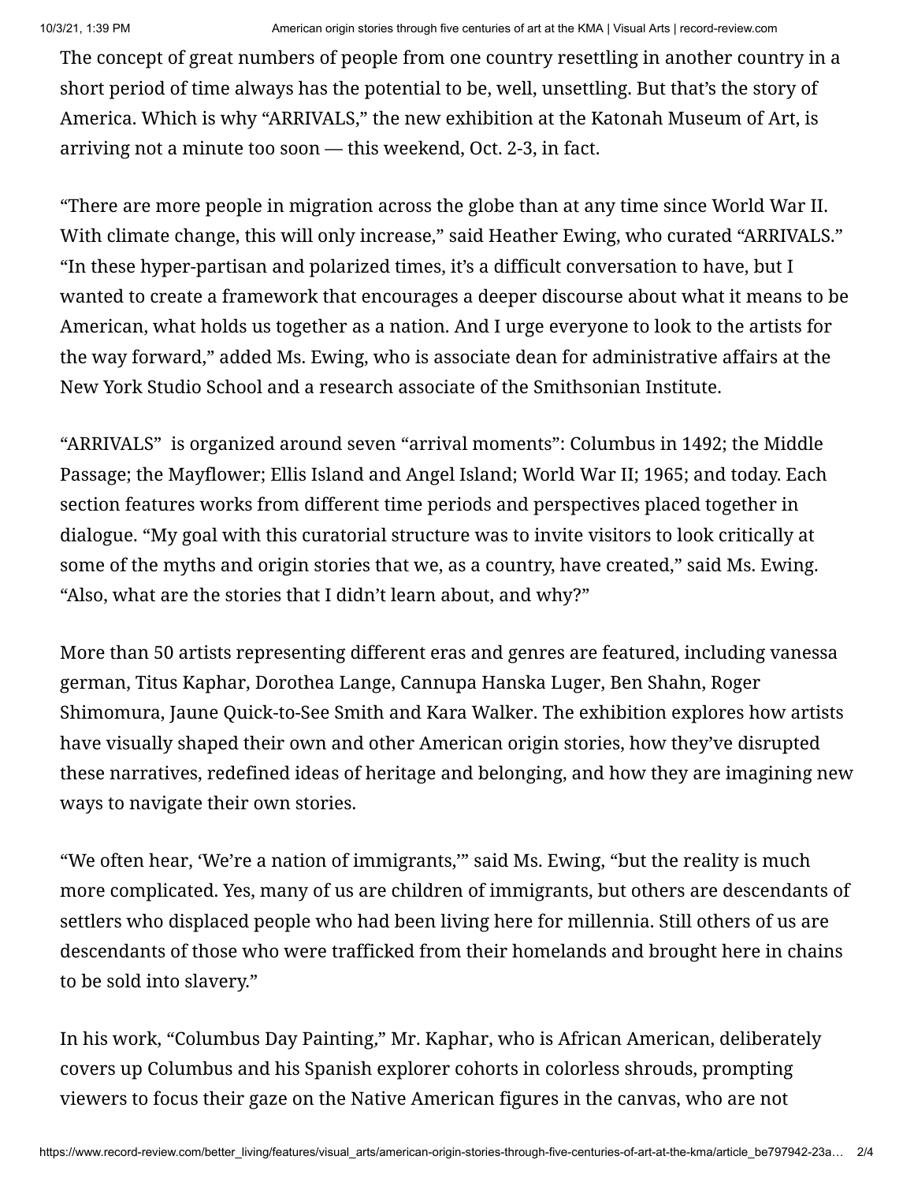The concept of great numbers of people from one country resettling in another country in a short period of time always has the potential to be, well, unsettling. But that's the story of America. Which is why "ARRIVALS," the new exhibition at the Katonah Museum of Art, is arriving not a minute too soon — this weekend, Oct. 2-3, in fact.

"There are more people in migration across the globe than at any time since World War II. With climate change, this will only increase," said Heather Ewing, who curated "ARRIVALS." "In these hyper-partisan and polarized times, it's a difficult conversation to have, but I wanted to create a framework that encourages a deeper discourse about what it means to be American, what holds us together as a nation. And I urge everyone to look to the artists for the way forward," added Ms. Ewing, who is associate dean for administrative affairs at the New York Studio School and a research associate of the Smithsonian Institute.

"ARRIVALS" is organized around seven "arrival moments": Columbus in 1492; the Middle Passage; the Mayflower; Ellis Island and Angel Island; World War II; 1965; and today. Each section features works from different time periods and perspectives placed together in dialogue. "My goal with this curatorial structure was to invite visitors to look critically at some of the myths and origin stories that we, as a country, have created," said Ms. Ewing. "Also, what are the stories that I didn't learn about, and why?"

More than 50 artists representing different eras and genres are featured, including vanessa german, Titus Kaphar, Dorothea Lange, Cannupa Hanska Luger, Ben Shahn, Roger Shimomura, Jaune Quick-to-See Smith and Kara Walker. The exhibition explores how artists have visually shaped their own and other American origin stories, how they've disrupted these narratives, redefined ideas of heritage and belonging, and how they are imagining new ways to navigate their own stories.

"We often hear, 'We're a nation of immigrants,'" said Ms. Ewing, "but the reality is much more complicated. Yes, many of us are children of immigrants, but others are descendants of settlers who displaced people who had been living here for millennia. Still others of us are descendants of those who were trafficked from their homelands and brought here in chains to be sold into slavery."

In his work, "Columbus Day Painting," Mr. Kaphar, who is African American, deliberately covers up Columbus and his Spanish explorer cohorts in colorless shrouds, prompting viewers to focus their gaze on the Native American figures in the canvas, who are not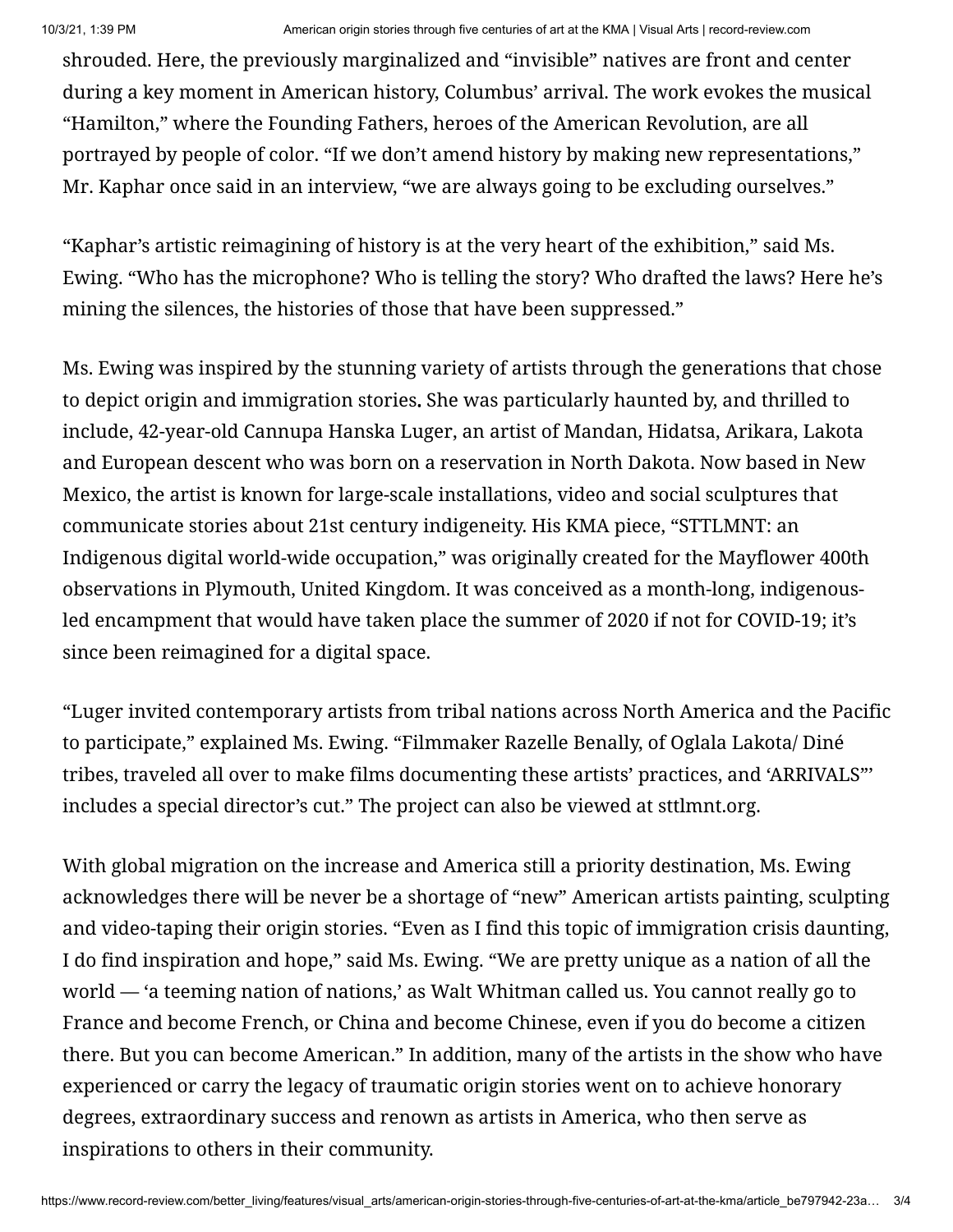shrouded. Here, the previously marginalized and "invisible" natives are front and center during a key moment in American history, Columbus' arrival. The work evokes the musical "Hamilton," where the Founding Fathers, heroes of the American Revolution, are all portrayed by people of color. "If we don't amend history by making new representations," Mr. Kaphar once said in an interview, "we are always going to be excluding ourselves."

"Kaphar's artistic reimagining of history is at the very heart of the exhibition," said Ms. Ewing. "Who has the microphone? Who is telling the story? Who drafted the laws? Here he's mining the silences, the histories of those that have been suppressed."

Ms. Ewing was inspired by the stunning variety of artists through the generations that chose to depict origin and immigration stories**.** She was particularly haunted by, and thrilled to include, 42-year-old Cannupa Hanska Luger, an artist of Mandan, Hidatsa, Arikara, Lakota and European descent who was born on a reservation in North Dakota. Now based in New Mexico, the artist is known for large-scale installations, video and social sculptures that communicate stories about 21st century indigeneity. His KMA piece, "STTLMNT: an Indigenous digital world-wide occupation," was originally created for the Mayflower 400th observations in Plymouth, United Kingdom. It was conceived as a month-long, indigenous-led encampment that would have taken place the summer of 2020 if not for COVID-19; it's since been reimagined for a digital space.

"Luger invited contemporary artists from tribal nations across North America and the Pacific to participate," explained Ms. Ewing. "Filmmaker Razelle Benally, of Oglala Lakota/ Diné tribes, traveled all over to make films documenting these artists' practices, and 'ARRIVALS"' includes a special director's cut." The project can also be viewed at sttlmnt.org.

With global migration on the increase and America still a priority destination, Ms. Ewing acknowledges there will be never be a shortage of "new" American artists painting, sculpting and video-taping their origin stories. "Even as I find this topic of immigration crisis daunting, I do find inspiration and hope," said Ms. Ewing. "We are pretty unique as a nation of all the world — 'a teeming nation of nations,' as Walt Whitman called us. You cannot really go to France and become French, or China and become Chinese, even if you do become a citizen there. But you can become American." In addition, many of the artists in the show who have experienced or carry the legacy of traumatic origin stories went on to achieve honorary degrees, extraordinary success and renown as artists in America, who then serve as inspirations to others in their community.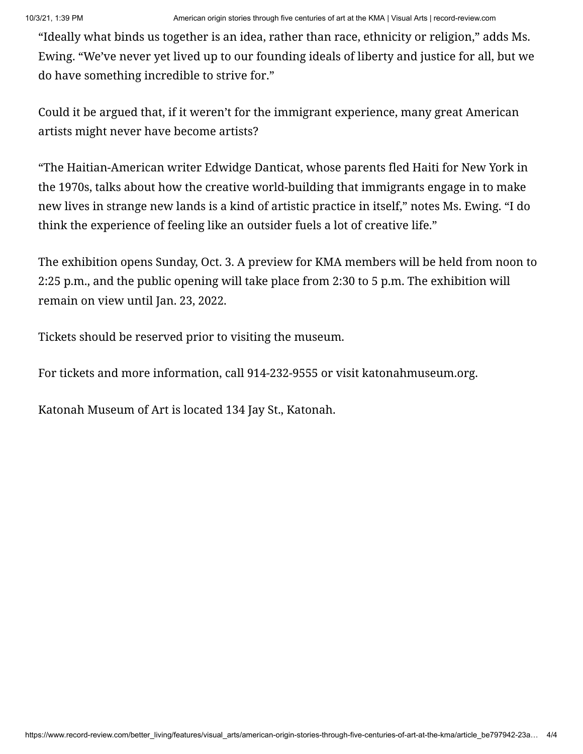"Ideally what binds us together is an idea, rather than race, ethnicity or religion," adds Ms. Ewing. "We've never yet lived up to our founding ideals of liberty and justice for all, but we do have something incredible to strive for."

Could it be argued that, if it weren't for the immigrant experience, many great American artists might never have become artists?

"The Haitian-American writer Edwidge Danticat, whose parents fled Haiti for New York in the 1970s, talks about how the creative world-building that immigrants engage in to make new lives in strange new lands is a kind of artistic practice in itself," notes Ms. Ewing. "I do think the experience of feeling like an outsider fuels a lot of creative life."

The exhibition opens Sunday, Oct. 3. A preview for KMA members will be held from noon to 2:25 p.m., and the public opening will take place from 2:30 to 5 p.m. The exhibition will remain on view until Jan. 23, 2022.

Tickets should be reserved prior to visiting the museum.

For tickets and more information, call 914-232-9555 or visit katonahmuseum.org.

Katonah Museum of Art is located 134 Jay St., Katonah.